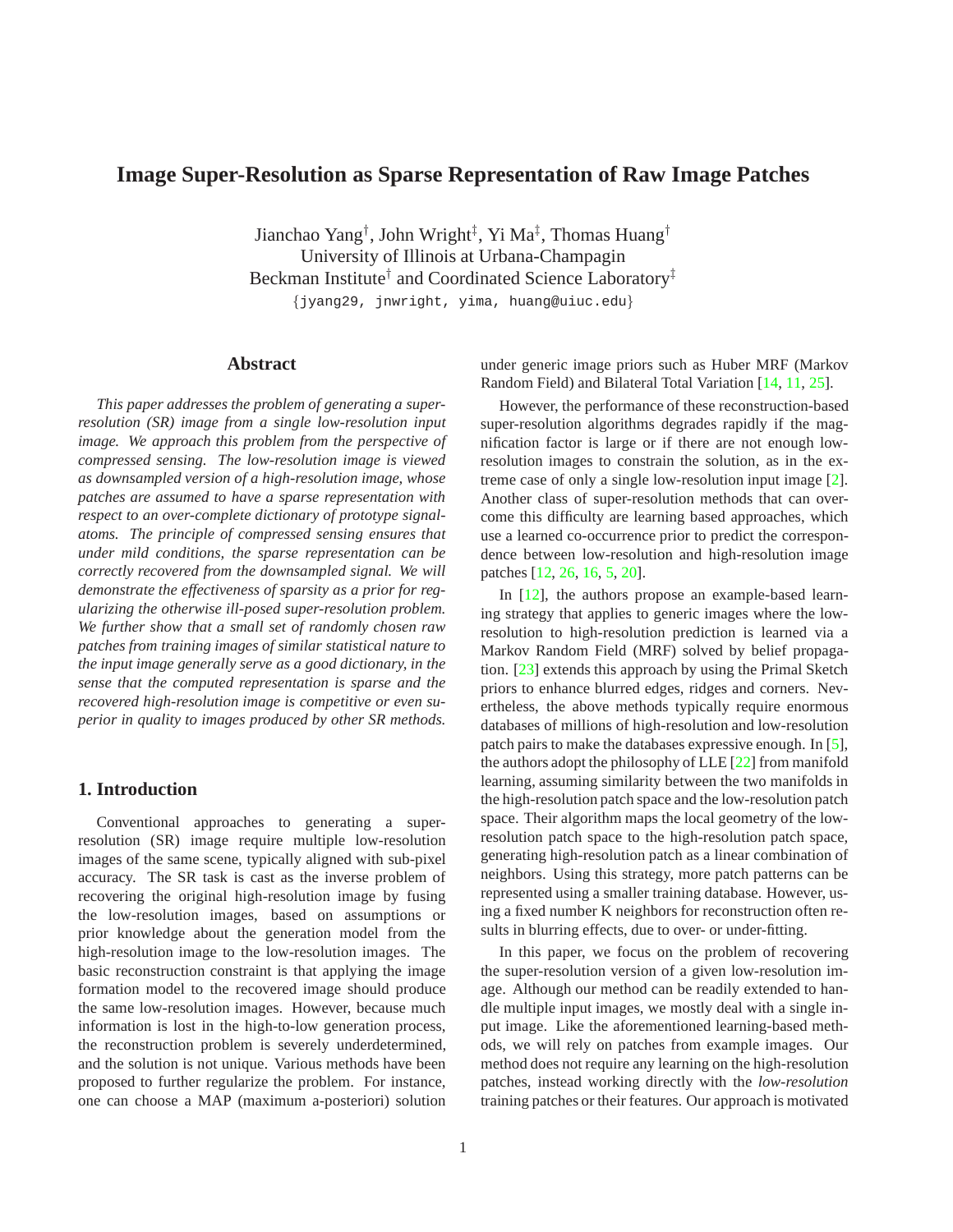# Image Super-Resolution as Sparse Representation of Raw Image Patches

Jianchao Yang[†], John Wright[‡], Yi Ma[‡], Thomas Huang[†]
University of Illinois at Urbana-Champagin
Beckman Institute[†] and Coordinated Science Laboratory[‡]
{jyang29, jnwright, yima, huang@uiuc.edu}

## Abstract

*This paper addresses the problem of generating a super-resolution (SR) image from a single low-resolution input image. We approach this problem from the perspective of compressed sensing. The low-resolution image is viewed as downsampled version of a high-resolution image, whose patches are assumed to have a sparse representation with respect to an over-complete dictionary of prototype signal-atoms. The principle of compressed sensing ensures that under mild conditions, the sparse representation can be correctly recovered from the downsampled signal. We will demonstrate the effectiveness of sparsity as a prior for regularizing the otherwise ill-posed super-resolution problem. We further show that a small set of randomly chosen raw patches from training images of similar statistical nature to the input image generally serve as a good dictionary, in the sense that the computed representation is sparse and the recovered high-resolution image is competitive or even superior in quality to images produced by other SR methods.*

## 1. Introduction

Conventional approaches to generating a super-resolution (SR) image require multiple low-resolution images of the same scene, typically aligned with sub-pixel accuracy. The SR task is cast as the inverse problem of recovering the original high-resolution image by fusing the low-resolution images, based on assumptions or prior knowledge about the generation model from the high-resolution image to the low-resolution images. The basic reconstruction constraint is that applying the image formation model to the recovered image should produce the same low-resolution images. However, because much information is lost in the high-to-low generation process, the reconstruction problem is severely underdetermined, and the solution is not unique. Various methods have been proposed to further regularize the problem. For instance, one can choose a MAP (maximum a-posteriori) solution under generic image priors such as Huber MRF (Markov Random Field) and Bilateral Total Variation [14, 11, 25].

However, the performance of these reconstruction-based super-resolution algorithms degrades rapidly if the magnification factor is large or if there are not enough low-resolution images to constrain the solution, as in the extreme case of only a single low-resolution input image [2]. Another class of super-resolution methods that can overcome this difficulty are learning based approaches, which use a learned co-occurrence prior to predict the correspondence between low-resolution and high-resolution image patches [12, 26, 16, 5, 20].

In [12], the authors propose an example-based learning strategy that applies to generic images where the low-resolution to high-resolution prediction is learned via a Markov Random Field (MRF) solved by belief propagation. [23] extends this approach by using the Primal Sketch priors to enhance blurred edges, ridges and corners. Nevertheless, the above methods typically require enormous databases of millions of high-resolution and low-resolution patch pairs to make the databases expressive enough. In [5], the authors adopt the philosophy of LLE [22] from manifold learning, assuming similarity between the two manifolds in the high-resolution patch space and the low-resolution patch space. Their algorithm maps the local geometry of the low-resolution patch space to the high-resolution patch space, generating high-resolution patch as a linear combination of neighbors. Using this strategy, more patch patterns can be represented using a smaller training database. However, using a fixed number K neighbors for reconstruction often results in blurring effects, due to over- or under-fitting.

In this paper, we focus on the problem of recovering the super-resolution version of a given low-resolution image. Although our method can be readily extended to handle multiple input images, we mostly deal with a single input image. Like the aforementioned learning-based methods, we will rely on patches from example images. Our method does not require any learning on the high-resolution patches, instead working directly with the *low-resolution* training patches or their features. Our approach is motivated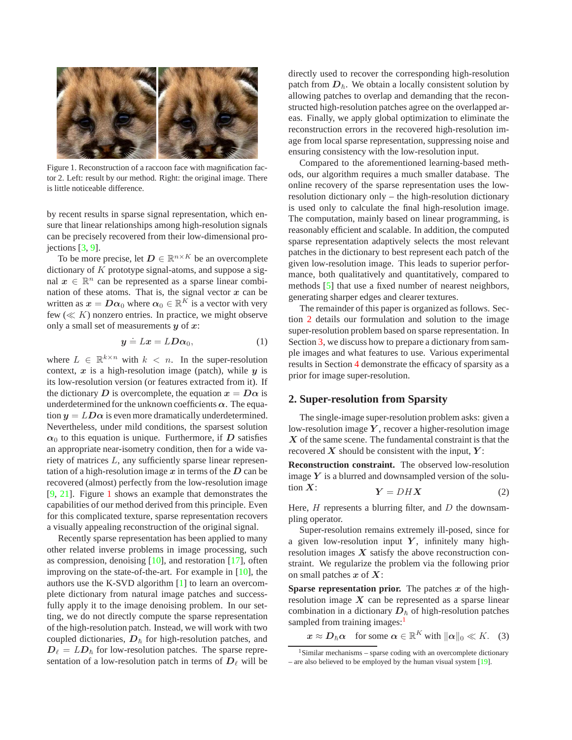Figure 1. Reconstruction of a raccoon face with magnification factor 2. Left: result by our method. Right: the original image. There is little noticeable difference.

by recent results in sparse signal representation, which ensure that linear relationships among high-resolution signals can be precisely recovered from their low-dimensional projections [3, 9].

To be more precise, let $\boldsymbol{D} \in \mathbb{R}^{n \times K}$ be an overcomplete dictionary of $K$ prototype signal-atoms, and suppose a signal $\boldsymbol{x} \in \mathbb{R}^n$ can be represented as a sparse linear combination of these atoms. That is, the signal vector $\boldsymbol{x}$ can be written as $\boldsymbol{x} = \boldsymbol{D}\boldsymbol{\alpha}_0$ where $\boldsymbol{\alpha}_0 \in \mathbb{R}^K$ is a vector with very few ($\ll K$) nonzero entries. In practice, we might observe only a small set of measurements $\boldsymbol{y}$ of $\boldsymbol{x}$:

$$\boldsymbol{y} \doteq L\boldsymbol{x} = L\boldsymbol{D}\boldsymbol{\alpha}_0, \tag{1}$$

where $L \in \mathbb{R}^{k \times n}$ with $k < n$. In the super-resolution context, $\boldsymbol{x}$ is a high-resolution image (patch), while $\boldsymbol{y}$ is its low-resolution version (or features extracted from it). If the dictionary $\boldsymbol{D}$ is overcomplete, the equation $\boldsymbol{x} = \boldsymbol{D}\boldsymbol{\alpha}$ is underdetermined for the unknown coefficients $\boldsymbol{\alpha}$. The equation $\boldsymbol{y} = L\boldsymbol{D}\boldsymbol{\alpha}$ is even more dramatically underdetermined. Nevertheless, under mild conditions, the sparsest solution $\boldsymbol{\alpha}_0$ to this equation is unique. Furthermore, if $\boldsymbol{D}$ satisfies an appropriate near-isometry condition, then for a wide variety of matrices $L$, any sufficiently sparse linear representation of a high-resolution image $\boldsymbol{x}$ in terms of the $\boldsymbol{D}$ can be recovered (almost) perfectly from the low-resolution image [9, 21]. Figure 1 shows an example that demonstrates the capabilities of our method derived from this principle. Even for this complicated texture, sparse representation recovers a visually appealing reconstruction of the original signal.

Recently sparse representation has been applied to many other related inverse problems in image processing, such as compression, denoising [10], and restoration [17], often improving on the state-of-the-art. For example in [10], the authors use the K-SVD algorithm [1] to learn an overcomplete dictionary from natural image patches and successfully apply it to the image denoising problem. In our setting, we do not directly compute the sparse representation of the high-resolution patch. Instead, we will work with two coupled dictionaries, $\boldsymbol{D}_h$ for high-resolution patches, and $\boldsymbol{D}_\ell = L\boldsymbol{D}_h$ for low-resolution patches. The sparse representation of a low-resolution patch in terms of $\boldsymbol{D}_\ell$ will be directly used to recover the corresponding high-resolution patch from $\boldsymbol{D}_h$. We obtain a locally consistent solution by allowing patches to overlap and demanding that the reconstructed high-resolution patches agree on the overlapped areas. Finally, we apply global optimization to eliminate the reconstruction errors in the recovered high-resolution image from local sparse representation, suppressing noise and ensuring consistency with the low-resolution input.

Compared to the aforementioned learning-based methods, our algorithm requires a much smaller database. The online recovery of the sparse representation uses the low-resolution dictionary only – the high-resolution dictionary is used only to calculate the final high-resolution image. The computation, mainly based on linear programming, is reasonably efficient and scalable. In addition, the computed sparse representation adaptively selects the most relevant patches in the dictionary to best represent each patch of the given low-resolution image. This leads to superior performance, both qualitatively and quantitatively, compared to methods [5] that use a fixed number of nearest neighbors, generating sharper edges and clearer textures.

The remainder of this paper is organized as follows. Section 2 details our formulation and solution to the image super-resolution problem based on sparse representation. In Section 3, we discuss how to prepare a dictionary from sample images and what features to use. Various experimental results in Section 4 demonstrate the efficacy of sparsity as a prior for image super-resolution.

## 2. Super-resolution from Sparsity

The single-image super-resolution problem asks: given a low-resolution image $\boldsymbol{Y}$, recover a higher-resolution image $\boldsymbol{X}$ of the same scene. The fundamental constraint is that the recovered $\boldsymbol{X}$ should be consistent with the input, $\boldsymbol{Y}$:

**Reconstruction constraint.** The observed low-resolution image $\boldsymbol{Y}$ is a blurred and downsampled version of the solution $\boldsymbol{X}$:

$$\boldsymbol{Y} = DH\boldsymbol{X} \tag{2}$$

Here, $H$ represents a blurring filter, and $D$ the downsampling operator.

Super-resolution remains extremely ill-posed, since for a given low-resolution input $\boldsymbol{Y}$, infinitely many high-resolution images $\boldsymbol{X}$ satisfy the above reconstruction constraint. We regularize the problem via the following prior on small patches $\boldsymbol{x}$ of $\boldsymbol{X}$:

**Sparse representation prior.** The patches $\boldsymbol{x}$ of the high-resolution image $\boldsymbol{X}$ can be represented as a sparse linear combination in a dictionary $\boldsymbol{D}_h$ of high-resolution patches sampled from training images:[1]

$$\boldsymbol{x} \approx \boldsymbol{D}_h\boldsymbol{\alpha} \quad \text{for some } \boldsymbol{\alpha} \in \mathbb{R}^K \text{ with } \|\boldsymbol{\alpha}\|_0 \ll K. \tag{3}$$

[1] Similar mechanisms – sparse coding with an overcomplete dictionary – are also believed to be employed by the human visual system [19].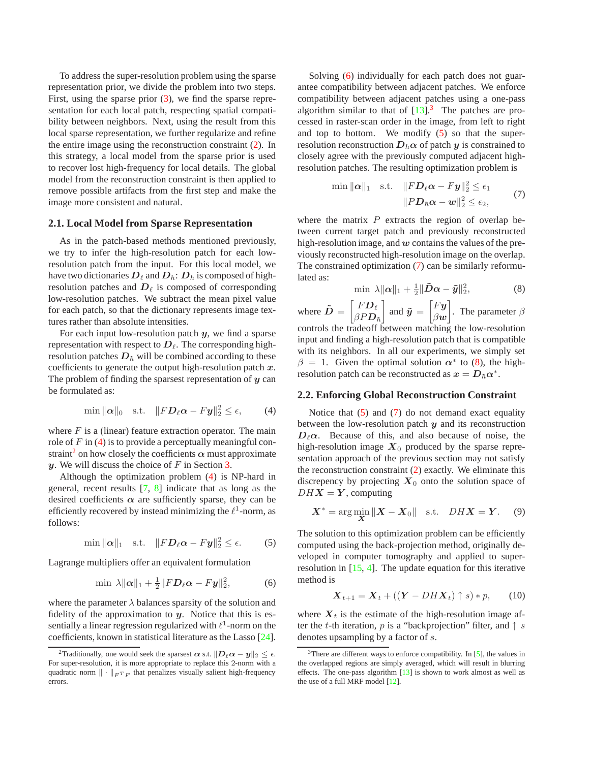To address the super-resolution problem using the sparse representation prior, we divide the problem into two steps. First, using the sparse prior (3), we find the sparse representation for each local patch, respecting spatial compatibility between neighbors. Next, using the result from this local sparse representation, we further regularize and refine the entire image using the reconstruction constraint (2). In this strategy, a local model from the sparse prior is used to recover lost high-frequency for local details. The global model from the reconstruction constraint is then applied to remove possible artifacts from the first step and make the image more consistent and natural.

### 2.1. Local Model from Sparse Representation

As in the patch-based methods mentioned previously, we try to infer the high-resolution patch for each low-resolution patch from the input. For this local model, we have two dictionaries $\boldsymbol{D}_\ell$ and $\boldsymbol{D}_\hbar$: $\boldsymbol{D}_\hbar$ is composed of high-resolution patches and $\boldsymbol{D}_\ell$ is composed of corresponding low-resolution patches. We subtract the mean pixel value for each patch, so that the dictionary represents image textures rather than absolute intensities.

For each input low-resolution patch $\boldsymbol{y}$, we find a sparse representation with respect to $\boldsymbol{D}_\ell$. The corresponding high-resolution patches $\boldsymbol{D}_\hbar$ will be combined according to these coefficients to generate the output high-resolution patch $\boldsymbol{x}$. The problem of finding the sparsest representation of $\boldsymbol{y}$ can be formulated as:

$$\min \|\boldsymbol{\alpha}\|_0 \quad \text{s.t.} \quad \|F\boldsymbol{D}_\ell\boldsymbol{\alpha} - F\boldsymbol{y}\|_2^2 \leq \epsilon, \tag{4}$$

where $F$ is a (linear) feature extraction operator. The main role of $F$ in (4) is to provide a perceptually meaningful constraint[2] on how closely the coefficients $\boldsymbol{\alpha}$ must approximate $\boldsymbol{y}$. We will discuss the choice of $F$ in Section 3.

Although the optimization problem (4) is NP-hard in general, recent results [7, 8] indicate that as long as the desired coefficients $\boldsymbol{\alpha}$ are sufficiently sparse, they can be efficiently recovered by instead minimizing the $\ell^1$-norm, as follows:

$$\min \|\boldsymbol{\alpha}\|_1 \quad \text{s.t.} \quad \|F\boldsymbol{D}_\ell\boldsymbol{\alpha} - F\boldsymbol{y}\|_2^2 \leq \epsilon. \tag{5}$$

Lagrange multipliers offer an equivalent formulation

$$\min \ \lambda\|\boldsymbol{\alpha}\|_1 + \tfrac{1}{2}\|F\boldsymbol{D}_\ell\boldsymbol{\alpha} - F\boldsymbol{y}\|_2^2, \tag{6}$$

where the parameter $\lambda$ balances sparsity of the solution and fidelity of the approximation to $\boldsymbol{y}$. Notice that this is essentially a linear regression regularized with $\ell^1$-norm on the coefficients, known in statistical literature as the Lasso [24].

[2] Traditionally, one would seek the sparsest $\boldsymbol{\alpha}$ s.t. $\|\boldsymbol{D}_\ell\boldsymbol{\alpha} - \boldsymbol{y}\|_2 \leq \epsilon$. For super-resolution, it is more appropriate to replace this 2-norm with a quadratic norm $\|\cdot\|_{F^TF}$ that penalizes visually salient high-frequency errors.

Solving (6) individually for each patch does not guarantee compatibility between adjacent patches. We enforce compatibility between adjacent patches using a one-pass algorithm similar to that of [13].[3] The patches are processed in raster-scan order in the image, from left to right and top to bottom. We modify (5) so that the super-resolution reconstruction $\boldsymbol{D}_\hbar\boldsymbol{\alpha}$ of patch $\boldsymbol{y}$ is constrained to closely agree with the previously computed adjacent high-resolution patches. The resulting optimization problem is

$$\begin{aligned} \min \|\boldsymbol{\alpha}\|_1 \quad \text{s.t.} \quad & \|F\boldsymbol{D}_\ell\boldsymbol{\alpha} - F\boldsymbol{y}\|_2^2 \leq \epsilon_1 \\ & \|P\boldsymbol{D}_\hbar\boldsymbol{\alpha} - \boldsymbol{w}\|_2^2 \leq \epsilon_2, \end{aligned} \tag{7}$$

where the matrix $P$ extracts the region of overlap between current target patch and previously reconstructed high-resolution image, and $\boldsymbol{w}$ contains the values of the previously reconstructed high-resolution image on the overlap. The constrained optimization (7) can be similarly reformulated as:

$$\min \ \lambda\|\boldsymbol{\alpha}\|_1 + \tfrac{1}{2}\|\tilde{\boldsymbol{D}}\boldsymbol{\alpha} - \tilde{\boldsymbol{y}}\|_2^2, \tag{8}$$

where $\tilde{\boldsymbol{D}} = \begin{bmatrix} F\boldsymbol{D}_\ell \\ \beta P\boldsymbol{D}_\hbar \end{bmatrix}$ and $\tilde{\boldsymbol{y}} = \begin{bmatrix} F\boldsymbol{y} \\ \beta\boldsymbol{w} \end{bmatrix}$. The parameter $\beta$ controls the tradeoff between matching the low-resolution input and finding a high-resolution patch that is compatible with its neighbors. In all our experiments, we simply set $\beta = 1$. Given the optimal solution $\boldsymbol{\alpha}^*$ to (8), the high-resolution patch can be reconstructed as $\boldsymbol{x} = \boldsymbol{D}_\hbar\boldsymbol{\alpha}^*$.

### 2.2. Enforcing Global Reconstruction Constraint

Notice that (5) and (7) do not demand exact equality between the low-resolution patch $\boldsymbol{y}$ and its reconstruction $\boldsymbol{D}_\ell\boldsymbol{\alpha}$. Because of this, and also because of noise, the high-resolution image $\boldsymbol{X}_0$ produced by the sparse representation approach of the previous section may not satisfy the reconstruction constraint (2) exactly. We eliminate this discrepency by projecting $\boldsymbol{X}_0$ onto the solution space of $DH\boldsymbol{X} = \boldsymbol{Y}$, computing

$$\boldsymbol{X}^* = \arg\min_{\boldsymbol{X}} \|\boldsymbol{X} - \boldsymbol{X}_0\| \quad \text{s.t.} \quad DH\boldsymbol{X} = \boldsymbol{Y}. \tag{9}$$

The solution to this optimization problem can be efficiently computed using the back-projection method, originally developed in computer tomography and applied to super-resolution in [15, 4]. The update equation for this iterative method is

$$\boldsymbol{X}_{t+1} = \boldsymbol{X}_t + ((\boldsymbol{Y} - DH\boldsymbol{X}_t) \uparrow s) * p, \tag{10}$$

where $\boldsymbol{X}_t$ is the estimate of the high-resolution image after the $t$-th iteration, $p$ is a "backprojection" filter, and $\uparrow s$ denotes upsampling by a factor of $s$.

[3] There are different ways to enforce compatibility. In [5], the values in the overlapped regions are simply averaged, which will result in blurring effects. The one-pass algorithm [13] is shown to work almost as well as the use of a full MRF model [12].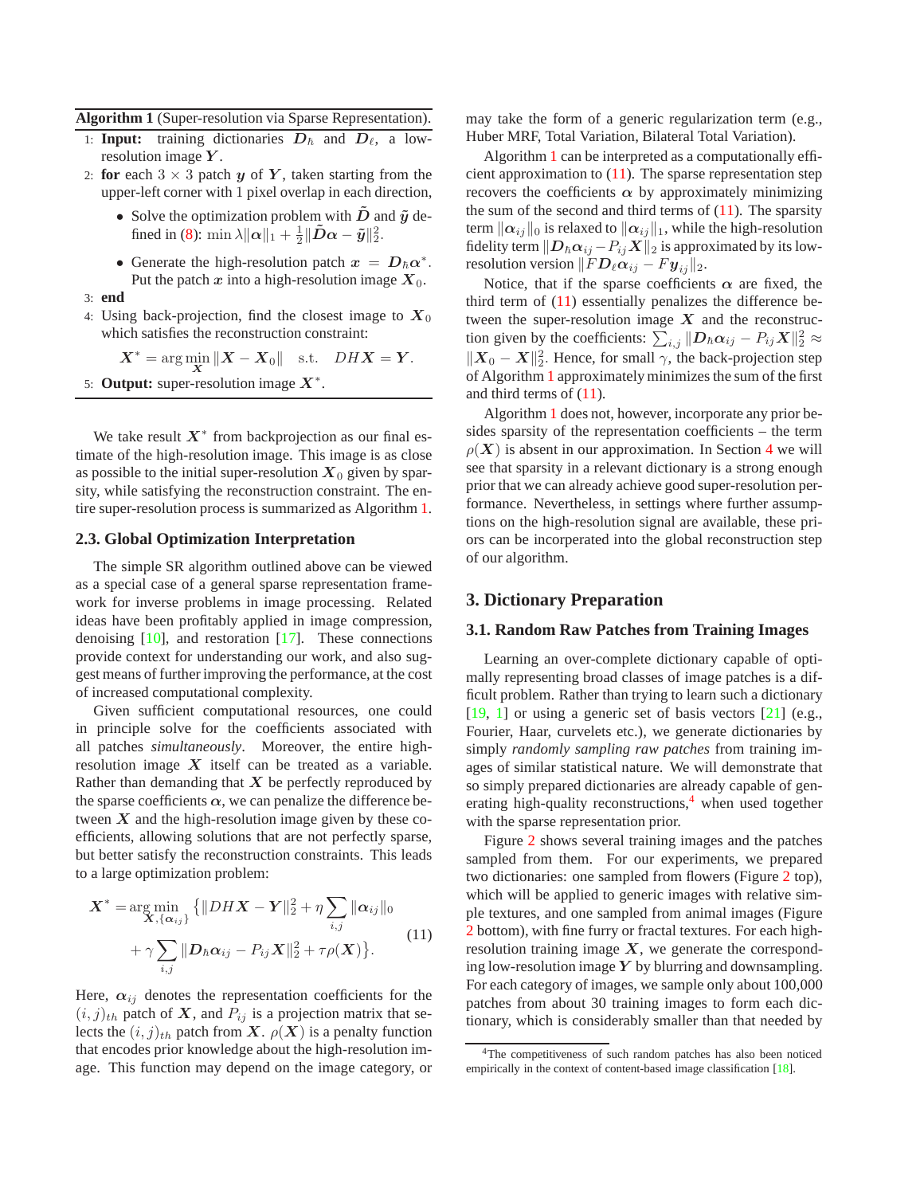**Algorithm 1** (Super-resolution via Sparse Representation).

1: **Input:** training dictionaries $\boldsymbol{D}_h$ and $\boldsymbol{D}_\ell$, a low-resolution image $\boldsymbol{Y}$.

2: **for** each $3 \times 3$ patch $\boldsymbol{y}$ of $\boldsymbol{Y}$, taken starting from the upper-left corner with 1 pixel overlap in each direction,

- Solve the optimization problem with $\tilde{\boldsymbol{D}}$ and $\tilde{\boldsymbol{y}}$ defined in (8): $\min \lambda \|\boldsymbol{\alpha}\|_1 + \frac{1}{2}\|\tilde{\boldsymbol{D}}\boldsymbol{\alpha} - \tilde{\boldsymbol{y}}\|_2^2$.
- Generate the high-resolution patch $\boldsymbol{x} = \boldsymbol{D}_h\boldsymbol{\alpha}^*$. Put the patch $\boldsymbol{x}$ into a high-resolution image $\boldsymbol{X}_0$.

3: **end**

4: Using back-projection, find the closest image to $\boldsymbol{X}_0$ which satisfies the reconstruction constraint:

$$\boldsymbol{X}^* = \arg\min_{\boldsymbol{X}} \|\boldsymbol{X} - \boldsymbol{X}_0\| \quad \text{s.t.} \quad DH\boldsymbol{X} = \boldsymbol{Y}.$$

5: **Output:** super-resolution image $\boldsymbol{X}^*$.

We take result $\boldsymbol{X}^*$ from backprojection as our final estimate of the high-resolution image. This image is as close as possible to the initial super-resolution $\boldsymbol{X}_0$ given by sparsity, while satisfying the reconstruction constraint. The entire super-resolution process is summarized as Algorithm 1.

### 2.3. Global Optimization Interpretation

The simple SR algorithm outlined above can be viewed as a special case of a general sparse representation framework for inverse problems in image processing. Related ideas have been profitably applied in image compression, denoising [10], and restoration [17]. These connections provide context for understanding our work, and also suggest means of further improving the performance, at the cost of increased computational complexity.

Given sufficient computational resources, one could in principle solve for the coefficients associated with all patches *simultaneously*. Moreover, the entire high-resolution image $\boldsymbol{X}$ itself can be treated as a variable. Rather than demanding that $\boldsymbol{X}$ be perfectly reproduced by the sparse coefficients $\boldsymbol{\alpha}$, we can penalize the difference between $\boldsymbol{X}$ and the high-resolution image given by these coefficients, allowing solutions that are not perfectly sparse, but better satisfy the reconstruction constraints. This leads to a large optimization problem:

$$\boldsymbol{X}^* = \arg\min_{\boldsymbol{X}, \{\boldsymbol{\alpha}_{ij}\}} \Big\{ \|DH\boldsymbol{X} - \boldsymbol{Y}\|_2^2 + \eta \sum_{i,j} \|\boldsymbol{\alpha}_{ij}\|_0 + \gamma \sum_{i,j} \|\boldsymbol{D}_h \boldsymbol{\alpha}_{ij} - P_{ij}\boldsymbol{X}\|_2^2 + \tau\rho(\boldsymbol{X}) \Big\}. \tag{11}$$

Here, $\boldsymbol{\alpha}_{ij}$ denotes the representation coefficients for the $(i,j)_{th}$ patch of $\boldsymbol{X}$, and $P_{ij}$ is a projection matrix that selects the $(i,j)_{th}$ patch from $\boldsymbol{X}$. $\rho(\boldsymbol{X})$ is a penalty function that encodes prior knowledge about the high-resolution image. This function may depend on the image category, or may take the form of a generic regularization term (e.g., Huber MRF, Total Variation, Bilateral Total Variation).

Algorithm 1 can be interpreted as a computationally efficient approximation to (11). The sparse representation step recovers the coefficients $\boldsymbol{\alpha}$ by approximately minimizing the sum of the second and third terms of (11). The sparsity term $\|\boldsymbol{\alpha}_{ij}\|_0$ is relaxed to $\|\boldsymbol{\alpha}_{ij}\|_1$, while the high-resolution fidelity term $\|\boldsymbol{D}_h\boldsymbol{\alpha}_{ij} - P_{ij}\boldsymbol{X}\|_2$ is approximated by its low-resolution version $\|F\boldsymbol{D}_\ell\boldsymbol{\alpha}_{ij} - F\boldsymbol{y}_{ij}\|_2$.

Notice, that if the sparse coefficients $\boldsymbol{\alpha}$ are fixed, the third term of (11) essentially penalizes the difference between the super-resolution image $\boldsymbol{X}$ and the reconstruction given by the coefficients: $\sum_{i,j} \|\boldsymbol{D}_h\boldsymbol{\alpha}_{ij} - P_{ij}\boldsymbol{X}\|_2^2 \approx \|\boldsymbol{X}_0 - \boldsymbol{X}\|_2^2$. Hence, for small $\gamma$, the back-projection step of Algorithm 1 approximately minimizes the sum of the first and third terms of (11).

Algorithm 1 does not, however, incorporate any prior besides sparsity of the representation coefficients – the term $\rho(\boldsymbol{X})$ is absent in our approximation. In Section 4 we will see that sparsity in a relevant dictionary is a strong enough prior that we can already achieve good super-resolution performance. Nevertheless, in settings where further assumptions on the high-resolution signal are available, these priors can be incorperated into the global reconstruction step of our algorithm.

## 3. Dictionary Preparation

### 3.1. Random Raw Patches from Training Images

Learning an over-complete dictionary capable of optimally representing broad classes of image patches is a difficult problem. Rather than trying to learn such a dictionary [19, 1] or using a generic set of basis vectors [21] (e.g., Fourier, Haar, curvelets etc.), we generate dictionaries by simply *randomly sampling raw patches* from training images of similar statistical nature. We will demonstrate that so simply prepared dictionaries are already capable of generating high-quality reconstructions,[4] when used together with the sparse representation prior.

Figure 2 shows several training images and the patches sampled from them. For our experiments, we prepared two dictionaries: one sampled from flowers (Figure 2 top), which will be applied to generic images with relative simple textures, and one sampled from animal images (Figure 2 bottom), with fine furry or fractal textures. For each high-resolution training image $\boldsymbol{X}$, we generate the corresponding low-resolution image $\boldsymbol{Y}$ by blurring and downsampling. For each category of images, we sample only about 100,000 patches from about 30 training images to form each dictionary, which is considerably smaller than that needed by

[4] The competitiveness of such random patches has also been noticed empirically in the context of content-based image classification [18].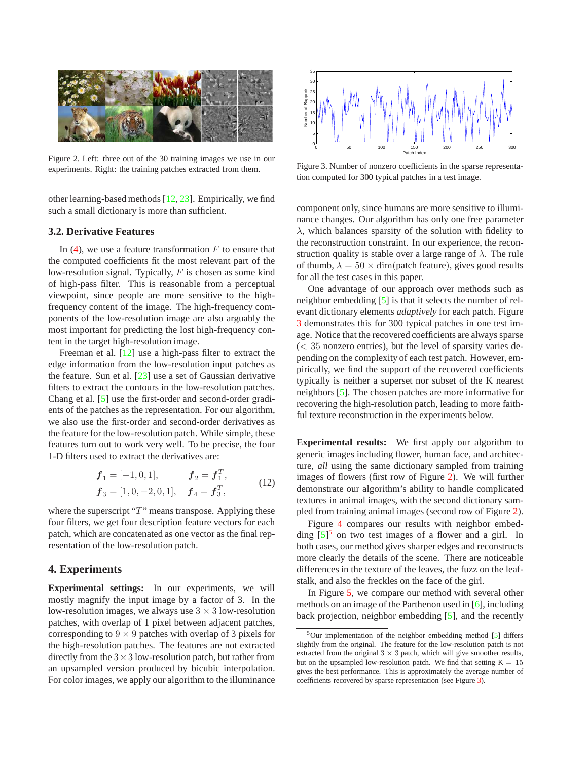Figure 2. Left: three out of the 30 training images we use in our experiments. Right: the training patches extracted from them.

Figure 3. Number of nonzero coefficients in the sparse representation computed for 300 typical patches in a test image.

other learning-based methods [12, 23]. Empirically, we find such a small dictionary is more than sufficient.

### 3.2. Derivative Features

In (4), we use a feature transformation $F$ to ensure that the computed coefficients fit the most relevant part of the low-resolution signal. Typically, $F$ is chosen as some kind of high-pass filter. This is reasonable from a perceptual viewpoint, since people are more sensitive to the high-frequency content of the image. The high-frequency components of the low-resolution image are also arguably the most important for predicting the lost high-frequency content in the target high-resolution image.

Freeman et al. [12] use a high-pass filter to extract the edge information from the low-resolution input patches as the feature. Sun et al. [23] use a set of Gaussian derivative filters to extract the contours in the low-resolution patches. Chang et al. [5] use the first-order and second-order gradients of the patches as the representation. For our algorithm, we also use the first-order and second-order derivatives as the feature for the low-resolution patch. While simple, these features turn out to work very well. To be precise, the four 1-D filters used to extract the derivatives are:

$$
\begin{aligned}
\boldsymbol{f}_1 &= [-1, 0, 1], & \boldsymbol{f}_2 &= \boldsymbol{f}_1^T, \\
\boldsymbol{f}_3 &= [1, 0, -2, 0, 1], & \boldsymbol{f}_4 &= \boldsymbol{f}_3^T,
\end{aligned}
\tag{12}
$$

where the superscript "$T$" means transpose. Applying these four filters, we get four description feature vectors for each patch, which are concatenated as one vector as the final representation of the low-resolution patch.

## 4. Experiments

**Experimental settings:** In our experiments, we will mostly magnify the input image by a factor of 3. In the low-resolution images, we always use $3 \times 3$ low-resolution patches, with overlap of 1 pixel between adjacent patches, corresponding to $9 \times 9$ patches with overlap of 3 pixels for the high-resolution patches. The features are not extracted directly from the $3 \times 3$ low-resolution patch, but rather from an upsampled version produced by bicubic interpolation. For color images, we apply our algorithm to the illuminance component only, since humans are more sensitive to illuminance changes. Our algorithm has only one free parameter $\lambda$, which balances sparsity of the solution with fidelity to the reconstruction constraint. In our experience, the reconstruction quality is stable over a large range of $\lambda$. The rule of thumb, $\lambda = 50 \times \dim(\text{patch feature})$, gives good results for all the test cases in this paper.

One advantage of our approach over methods such as neighbor embedding [5] is that it selects the number of relevant dictionary elements *adaptively* for each patch. Figure 3 demonstrates this for 300 typical patches in one test image. Notice that the recovered coefficients are always sparse ($< 35$ nonzero entries), but the level of sparsity varies depending on the complexity of each test patch. However, empirically, we find the support of the recovered coefficients typically is neither a superset nor subset of the K nearest neighbors [5]. The chosen patches are more informative for recovering the high-resolution patch, leading to more faithful texture reconstruction in the experiments below.

**Experimental results:** We first apply our algorithm to generic images including flower, human face, and architecture, *all* using the same dictionary sampled from training images of flowers (first row of Figure 2). We will further demonstrate our algorithm's ability to handle complicated textures in animal images, with the second dictionary sampled from training animal images (second row of Figure 2).

Figure 4 compares our results with neighbor embedding [5][5] on two test images of a flower and a girl. In both cases, our method gives sharper edges and reconstructs more clearly the details of the scene. There are noticeable differences in the texture of the leaves, the fuzz on the leafstalk, and also the freckles on the face of the girl.

In Figure 5, we compare our method with several other methods on an image of the Parthenon used in [6], including back projection, neighbor embedding [5], and the recently

[5]Our implementation of the neighbor embedding method [5] differs slightly from the original. The feature for the low-resolution patch is not extracted from the original $3 \times 3$ patch, which will give smoother results, but on the upsampled low-resolution patch. We find that setting $K = 15$ gives the best performance. This is approximately the average number of coefficients recovered by sparse representation (see Figure 3).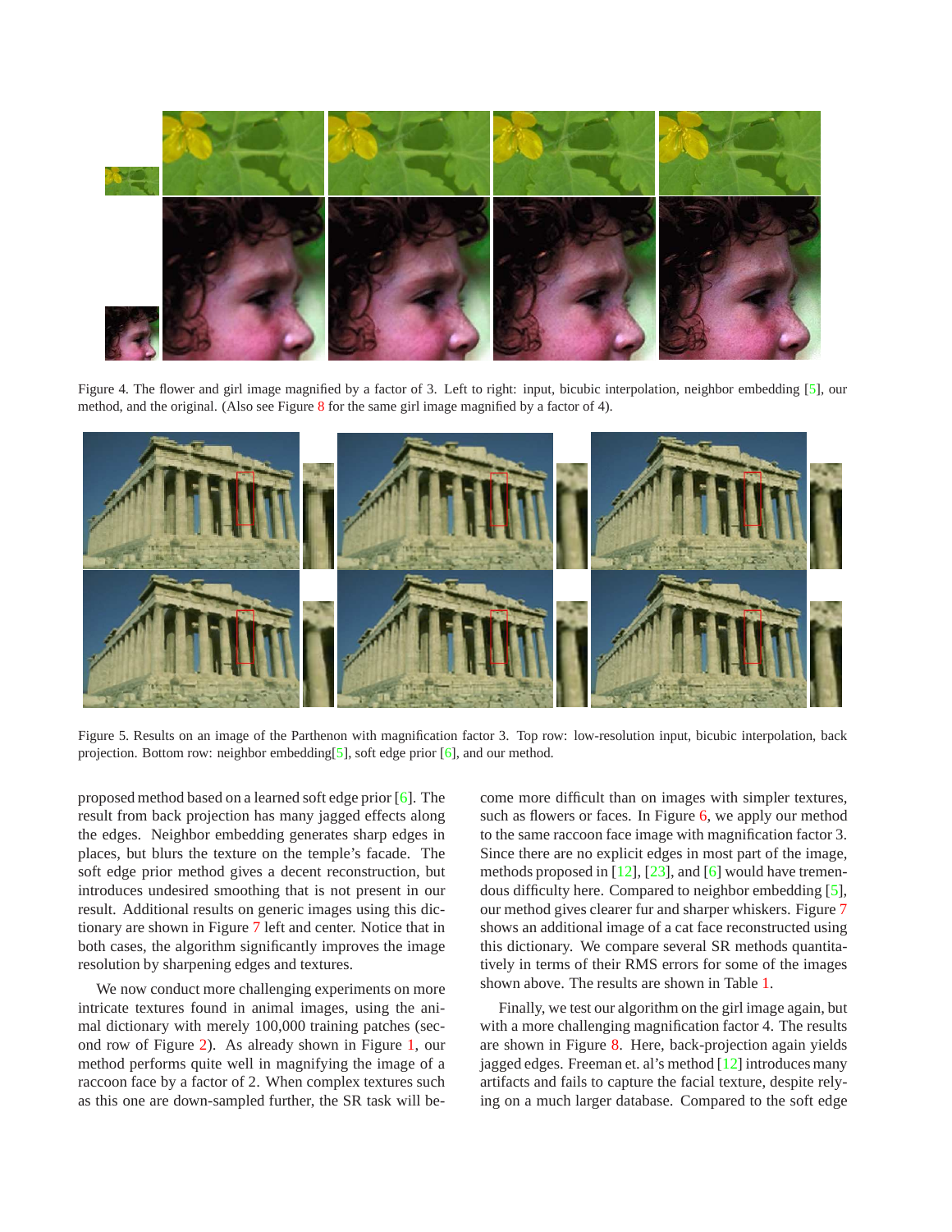Figure 4. The flower and girl image magnified by a factor of 3. Left to right: input, bicubic interpolation, neighbor embedding [5], our method, and the original. (Also see Figure 8 for the same girl image magnified by a factor of 4).

Figure 5. Results on an image of the Parthenon with magnification factor 3. Top row: low-resolution input, bicubic interpolation, back projection. Bottom row: neighbor embedding[5], soft edge prior [6], and our method.

proposed method based on a learned soft edge prior [6]. The result from back projection has many jagged effects along the edges. Neighbor embedding generates sharp edges in places, but blurs the texture on the temple's facade. The soft edge prior method gives a decent reconstruction, but introduces undesired smoothing that is not present in our result. Additional results on generic images using this dictionary are shown in Figure 7 left and center. Notice that in both cases, the algorithm significantly improves the image resolution by sharpening edges and textures.

We now conduct more challenging experiments on more intricate textures found in animal images, using the animal dictionary with merely 100,000 training patches (second row of Figure 2). As already shown in Figure 1, our method performs quite well in magnifying the image of a raccoon face by a factor of 2. When complex textures such as this one are down-sampled further, the SR task will become more difficult than on images with simpler textures, such as flowers or faces. In Figure 6, we apply our method to the same raccoon face image with magnification factor 3. Since there are no explicit edges in most part of the image, methods proposed in [12], [23], and [6] would have tremendous difficulty here. Compared to neighbor embedding [5], our method gives clearer fur and sharper whiskers. Figure 7 shows an additional image of a cat face reconstructed using this dictionary. We compare several SR methods quantitatively in terms of their RMS errors for some of the images shown above. The results are shown in Table 1.

Finally, we test our algorithm on the girl image again, but with a more challenging magnification factor 4. The results are shown in Figure 8. Here, back-projection again yields jagged edges. Freeman et. al's method [12] introduces many artifacts and fails to capture the facial texture, despite relying on a much larger database. Compared to the soft edge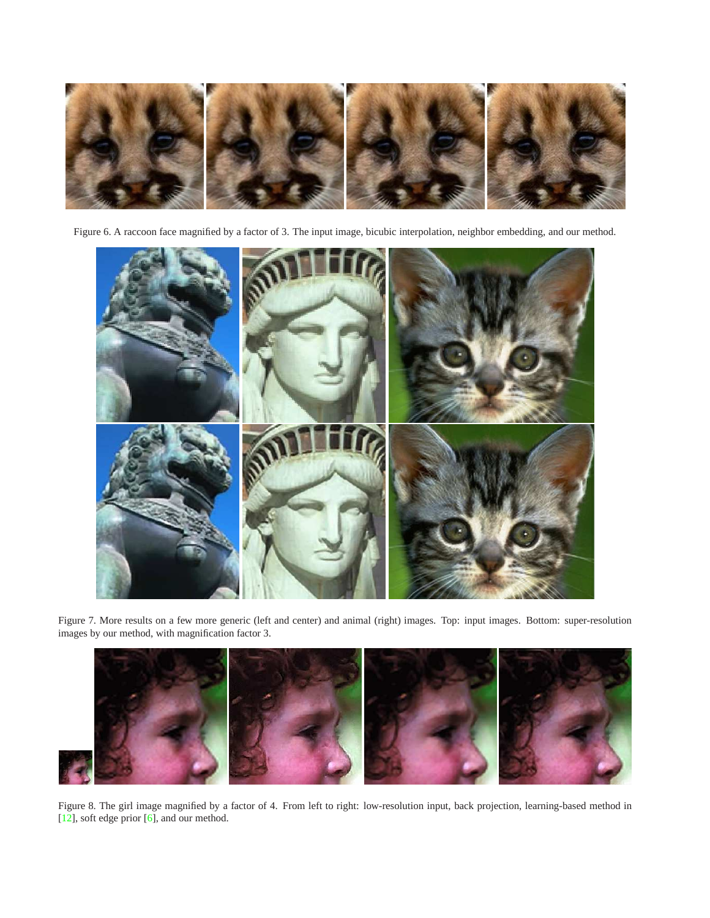Figure 6. A raccoon face magnified by a factor of 3. The input image, bicubic interpolation, neighbor embedding, and our method.

Figure 7. More results on a few more generic (left and center) and animal (right) images. Top: input images. Bottom: super-resolution images by our method, with magnification factor 3.

Figure 8. The girl image magnified by a factor of 4. From left to right: low-resolution input, back projection, learning-based method in [12], soft edge prior [6], and our method.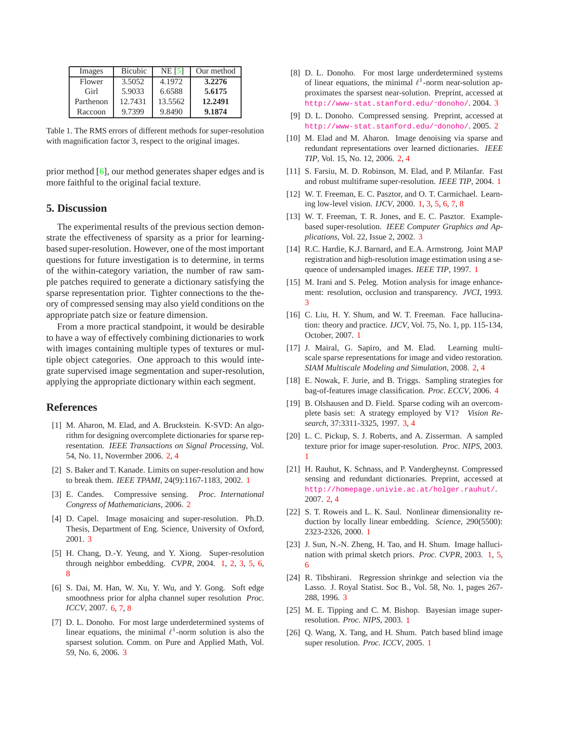| Images | Bicubic | NE [5] | Our method |
|---|---|---|---|
| Flower | 3.5052 | 4.1972 | **3.2276** |
| Girl | 5.9033 | 6.6588 | **5.6175** |
| Parthenon | 12.7431 | 13.5562 | **12.2491** |
| Raccoon | 9.7399 | 9.8490 | **9.1874** |

Table 1. The RMS errors of different methods for super-resolution with magnification factor 3, respect to the original images.

prior method [6], our method generates shaper edges and is more faithful to the original facial texture.

## 5. Discussion

The experimental results of the previous section demonstrate the effectiveness of sparsity as a prior for learning-based super-resolution. However, one of the most important questions for future investigation is to determine, in terms of the within-category variation, the number of raw sample patches required to generate a dictionary satisfying the sparse representation prior. Tighter connections to the theory of compressed sensing may also yield conditions on the appropriate patch size or feature dimension.

From a more practical standpoint, it would be desirable to have a way of effectively combining dictionaries to work with images containing multiple types of textures or multiple object categories. One approach to this would integrate supervised image segmentation and super-resolution, applying the appropriate dictionary within each segment.

## References

[1] M. Aharon, M. Elad, and A. Bruckstein. K-SVD: An algorithm for designing overcomplete dictionaries for sparse representation. *IEEE Transactions on Signal Processing*, Vol. 54, No. 11, Novermber 2006. 2, 4

[2] S. Baker and T. Kanade. Limits on super-resolution and how to break them. *IEEE TPAMI*, 24(9):1167-1183, 2002. 1

[3] E. Candes. Compressive sensing. *Proc. International Congress of Mathematicians*, 2006. 2

[4] D. Capel. Image mosaicing and super-resolution. Ph.D. Thesis, Department of Eng. Science, University of Oxford, 2001. 3

[5] H. Chang, D.-Y. Yeung, and Y. Xiong. Super-resolution through neighbor embedding. *CVPR*, 2004. 1, 2, 3, 5, 6, 8

[6] S. Dai, M. Han, W. Xu, Y. Wu, and Y. Gong. Soft edge smoothness prior for alpha channel super resolution *Proc. ICCV*, 2007. 6, 7, 8

[7] D. L. Donoho. For most large underdetermined systems of linear equations, the minimal $\ell^1$-norm solution is also the sparsest solution. Comm. on Pure and Applied Math, Vol. 59, No. 6, 2006. 3

[8] D. L. Donoho. For most large underdetermined systems of linear equations, the minimal $\ell^1$-norm near-solution approximates the sparsest near-solution. Preprint, accessed at http://www-stat.stanford.edu/~donoho/. 2004. 3

[9] D. L. Donoho. Compressed sensing. Preprint, accessed at http://www-stat.stanford.edu/~donoho/. 2005. 2

[10] M. Elad and M. Aharon. Image denoising via sparse and redundant representations over learned dictionaries. *IEEE TIP*, Vol. 15, No. 12, 2006. 2, 4

[11] S. Farsiu, M. D. Robinson, M. Elad, and P. Milanfar. Fast and robust multiframe super-resolution. *IEEE TIP*, 2004. 1

[12] W. T. Freeman, E. C. Pasztor, and O. T. Carmichael. Learning low-level vision. *IJCV*, 2000. 1, 3, 5, 6, 7, 8

[13] W. T. Freeman, T. R. Jones, and E. C. Pasztor. Example-based super-resolution. *IEEE Computer Graphics and Applications*, Vol. 22, Issue 2, 2002. 3

[14] R.C. Hardie, K.J. Barnard, and E.A. Armstrong. Joint MAP registration and high-resolution image estimation using a sequence of undersampled images. *IEEE TIP*, 1997. 1

[15] M. Irani and S. Peleg. Motion analysis for image enhancement: resolution, occlusion and transparency. *JVCI*, 1993. 3

[16] C. Liu, H. Y. Shum, and W. T. Freeman. Face hallucination: theory and practice. *IJCV*, Vol. 75, No. 1, pp. 115-134, October, 2007. 1

[17] J. Mairal, G. Sapiro, and M. Elad. Learning multiscale sparse representations for image and video restoration. *SIAM Multiscale Modeling and Simulation*, 2008. 2, 4

[18] E. Nowak, F. Jurie, and B. Triggs. Sampling strategies for bag-of-features image classification. *Proc. ECCV*, 2006. 4

[19] B. Olshausen and D. Field. Sparse coding wih an overcomplete basis set: A strategy employed by V1? *Vision Research*, 37:3311-3325, 1997. 3, 4

[20] L. C. Pickup, S. J. Roberts, and A. Zisserman. A sampled texture prior for image super-resolution. *Proc. NIPS*, 2003. 1

[21] H. Rauhut, K. Schnass, and P. Vandergheynst. Compressed sensing and redundant dictionaries. Preprint, accessed at http://homepage.univie.ac.at/holger.rauhut/. 2007. 2, 4

[22] S. T. Roweis and L. K. Saul. Nonlinear dimensionality reduction by locally linear embedding. *Science*, 290(5500): 2323-2326, 2000. 1

[23] J. Sun, N.-N. Zheng, H. Tao, and H. Shum. Image hallucination with primal sketch priors. *Proc. CVPR*, 2003. 1, 5, 6

[24] R. Tibshirani. Regression shrinkge and selection via the Lasso. J. Royal Statist. Soc B., Vol. 58, No. 1, pages 267-288, 1996. 3

[25] M. E. Tipping and C. M. Bishop. Bayesian image super-resolution. *Proc. NIPS*, 2003. 1

[26] Q. Wang, X. Tang, and H. Shum. Patch based blind image super resolution. *Proc. ICCV*, 2005. 1